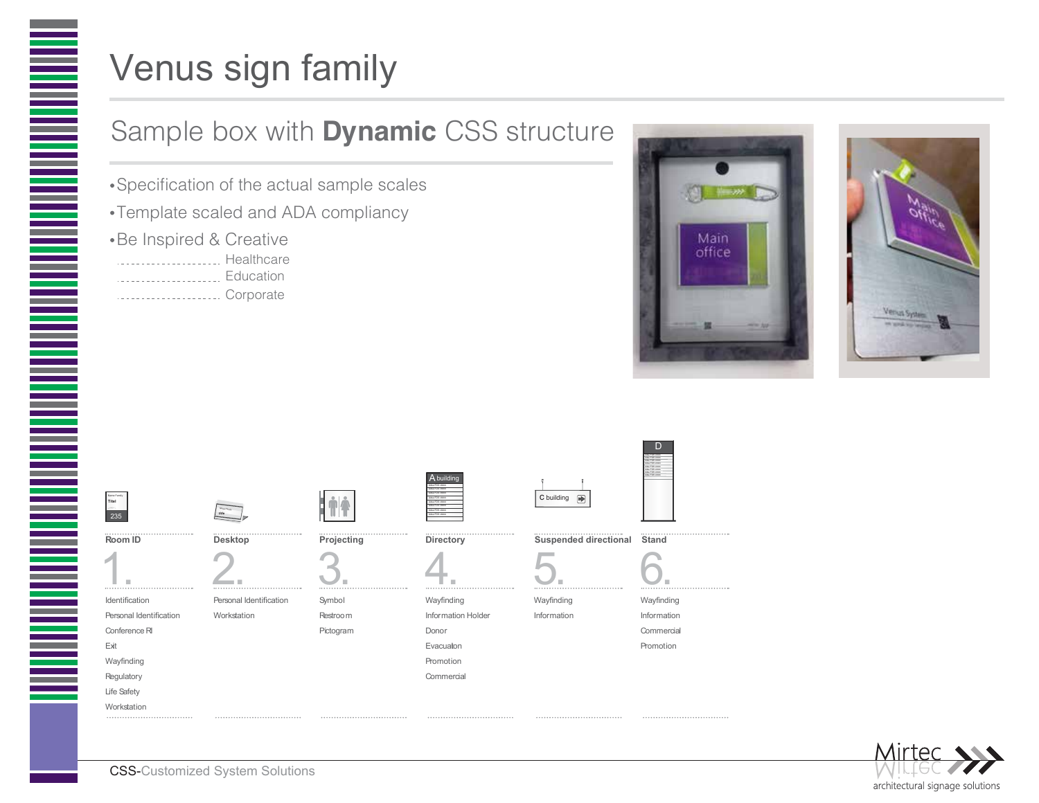# Venus sign family

## Sample box with **Dynamic** CSS structure

- Specification of the actual sample scales
- Template scaled and ADA compliancy
- Be Inspired & Creative
  - Healthcare
  - Education
  - Corporate

| Room ID | Desktop | Projecting | Directory | Suspended directional | Stand |
|---|---|---|---|---|---|
| 1. | 2. | 3. | 4. | 5. | 6. |
| Identification | Personal Identification | Symbol | Wayfinding | Wayfinding | Wayfinding |
| Personal Identification | Workstation | Restroom | Information Holder | Information | Information |
| Conference RI | | Pictogram | Donor | | Commercial |
| Exit | | | Evacuaton | | Promotion |
| Wayfinding | | | Promotion | | |
| Regulatory | | | Commercial | | |
| Life Safety | | | | | |
| Workstation | | | | | |

CSS-Customized System Solutions

Mirtec architectural signage solutions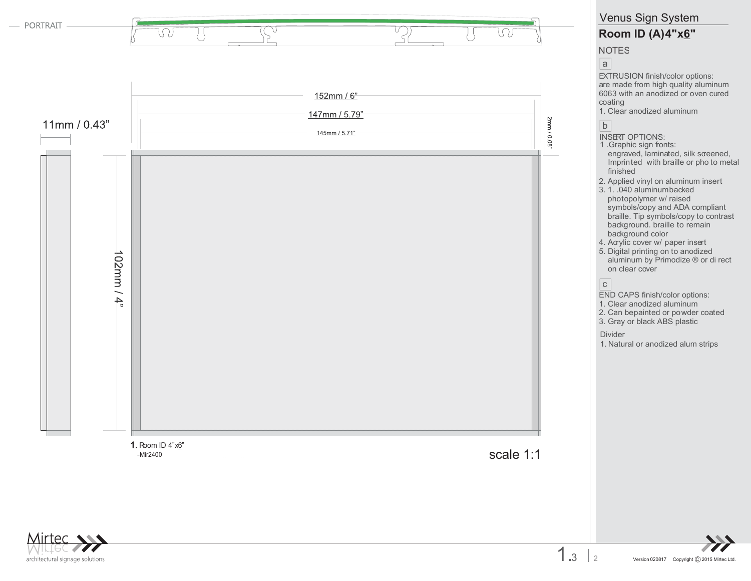PORTRAIT

152mm / 6”

147mm / 5.79”

145mm / 5.71”

2mm / 0.08”

11mm / 0.43”

102mm / 4”

**1.** Room ID 4”x6”
Mir2400

scale 1:1

## Venus Sign System

### Room ID (A)4"x6"

NOTES

a

EXTRUSION finish/color options:
are made from high quality aluminum 6063 with an anodized or oven cured coating

1. Clear anodized aluminum

b

INSERT OPTIONS:

1. Graphic sign fronts:
   engraved, laminated, silk screened, Imprinted with braille or pho to metal finished
2. Applied vinyl on aluminum insert
3. 1. .040 aluminumbacked photopolymer w/ raised symbols/copy and ADA compliant braille. Tip symbols/copy to contrast background. braille to remain background color
4. Acrylic cover w/ paper insert
5. Digital printing on to anodized aluminum by Primodize ® or di rect on clear cover

c

END CAPS finish/color options:

1. Clear anodized aluminum
2. Can bepainted or powder coated
3. Gray or black ABS plastic

Divider

1. Natural or anodized alum strips

Mirtec
architectural signage solutions

1.3

Version 020817 Copyright © 2015 Mirtec Ltd.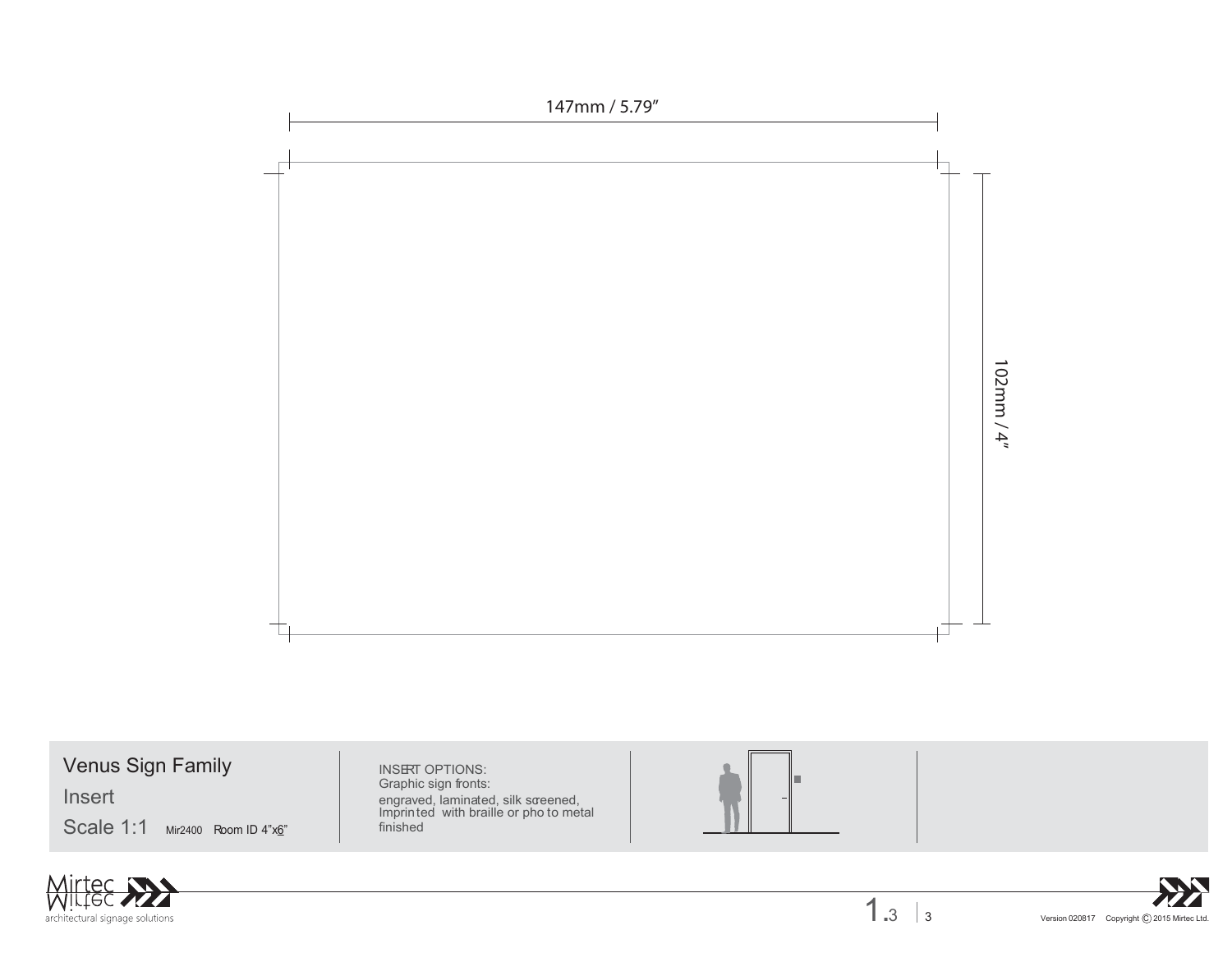147mm / 5.79”

102mm / 4”

# Venus Sign Family

Insert

Scale 1:1 Mir2400 Room ID 4”x6”

INSERT OPTIONS:
Graphic sign fronts:
engraved, laminated, silk screened, Imprinted with braille or photo metal finished

Mirtec
architectural signage solutions

1.3

Version 020817 Copyright © 2015 Mirtec Ltd.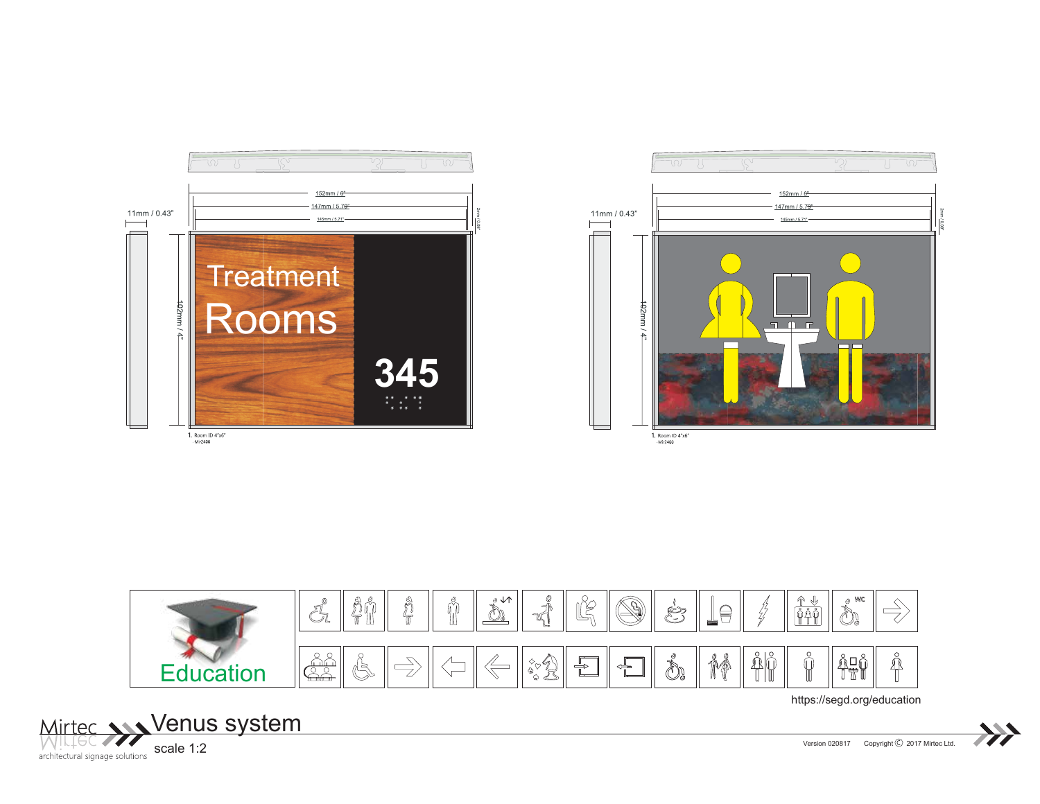11mm / 0.43"

152mm / 6"

147mm / 5.79"

145mm / 5.71"

2mm / 0.08"

102mm / 4"

Treatment Rooms

345

1. Room ID 4"x6"
Mir2400

11mm / 0.43"

152mm / 6"

147mm / 5.79"

145mm / 5.71"

2mm / 0.08"

102mm / 4"

1. Room ID 4"x6"
Mir2400

Education

WC

https://segd.org/education

# Venus system

Mirtec
architectural signage solutions

scale 1:2

Version 020817 Copyright © 2017 Mirtec Ltd.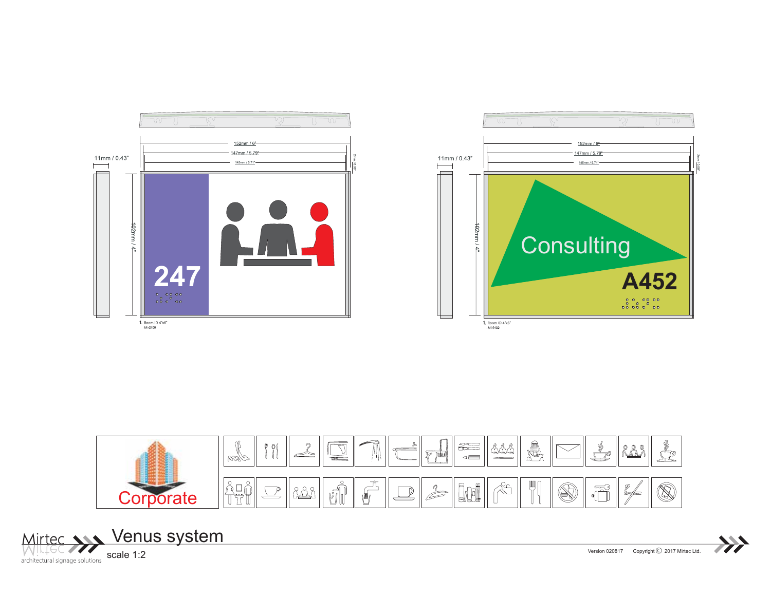152mm / 6"

147mm / 5.79"

145mm / 5.71"

11mm / 0.43"

2mm / 0.08"

102mm / 4"

247

1. Room ID 4"x6"
Mir2400

152mm / 6"

147mm / 5.79"

145mm / 5.71"

11mm / 0.43"

2mm / 0.08"

102mm / 4"

Consulting

A452

1. Room ID 4"x6"
Mir2400

Corporate

Mirtec
architectural signage solutions

# Venus system

scale 1:2

Version 020817 Copyright © 2017 Mirtec Ltd.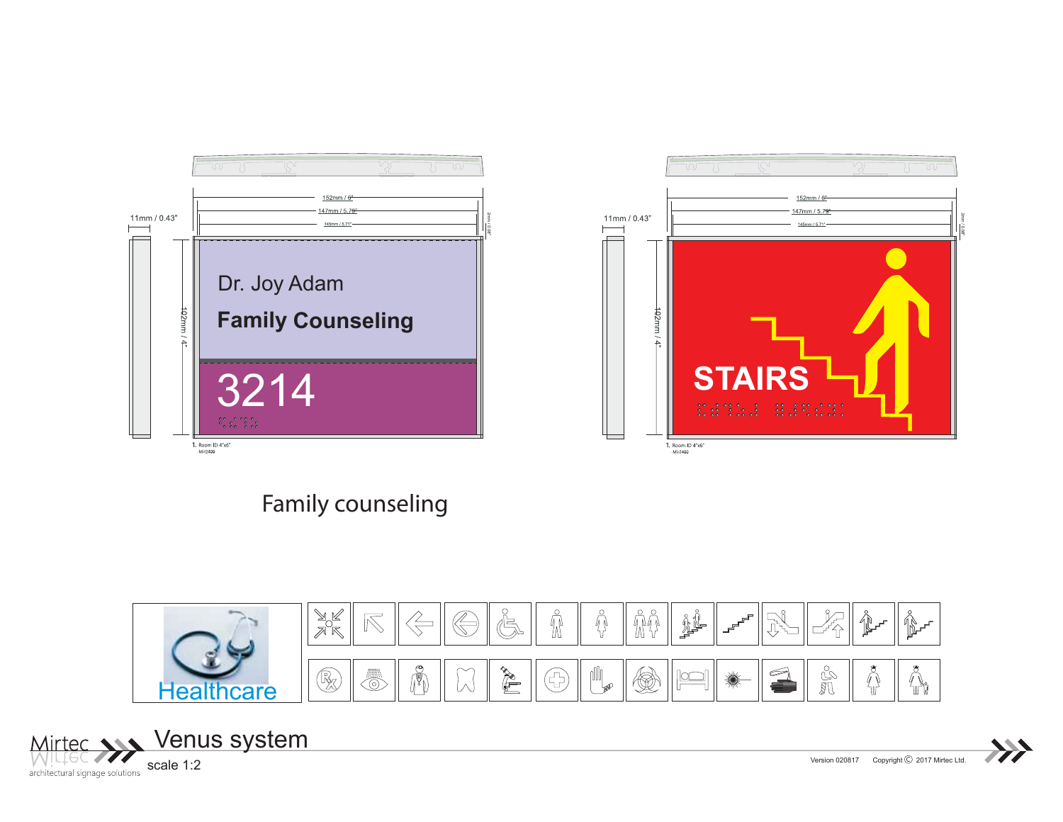11mm / 0.43"

152mm / 6"

147mm / 5.79"

145mm / 5.71"

2mm / 0.08"

102mm / 4"

Dr. Joy Adam

**Family Counseling**

3214

1. Room ID 4"x6"
Mir2400

11mm / 0.43"

152mm / 6"

147mm / 5.79"

145mm / 5.71"

2mm / 0.08"

102mm / 4"

STAIRS

1. Room ID 4"x6"
Mir2400

Family counseling

Healthcare

Mirtec
architectural signage solutions

# Venus system

scale 1:2

Version 020817 Copyright © 2017 Mirtec Ltd.